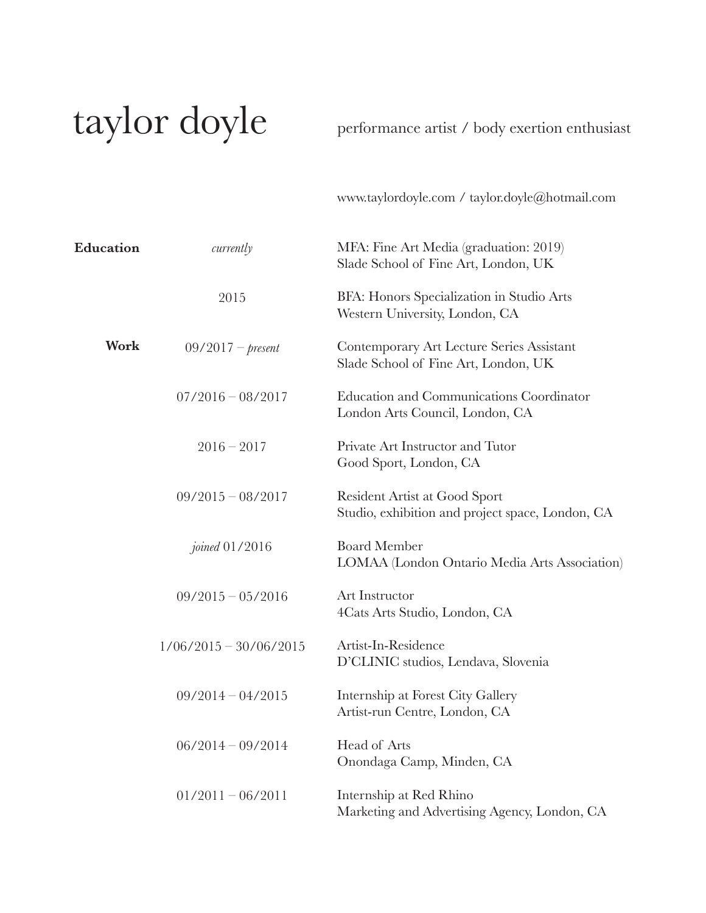# taylor doyle

performance artist / body exertion enthusiast

www.taylordoyle.com / taylor.doyle@hotmail.com

| | | |
|---|---|---|
| **Education** | *currently* | MFA: Fine Art Media (graduation: 2019)<br>Slade School of Fine Art, London, UK |
| | 2015 | BFA: Honors Specialization in Studio Arts<br>Western University, London, CA |
| **Work** | 09/2017 – *present* | Contemporary Art Lecture Series Assistant<br>Slade School of Fine Art, London, UK |
| | 07/2016 – 08/2017 | Education and Communications Coordinator<br>London Arts Council, London, CA |
| | 2016 – 2017 | Private Art Instructor and Tutor<br>Good Sport, London, CA |
| | 09/2015 – 08/2017 | Resident Artist at Good Sport<br>Studio, exhibition and project space, London, CA |
| | *joined* 01/2016 | Board Member<br>LOMAA (London Ontario Media Arts Association) |
| | 09/2015 – 05/2016 | Art Instructor<br>4Cats Arts Studio, London, CA |
| | 1/06/2015 – 30/06/2015 | Artist-In-Residence<br>D'CLINIC studios, Lendava, Slovenia |
| | 09/2014 – 04/2015 | Internship at Forest City Gallery<br>Artist-run Centre, London, CA |
| | 06/2014 – 09/2014 | Head of Arts<br>Onondaga Camp, Minden, CA |
| | 01/2011 – 06/2011 | Internship at Red Rhino<br>Marketing and Advertising Agency, London, CA |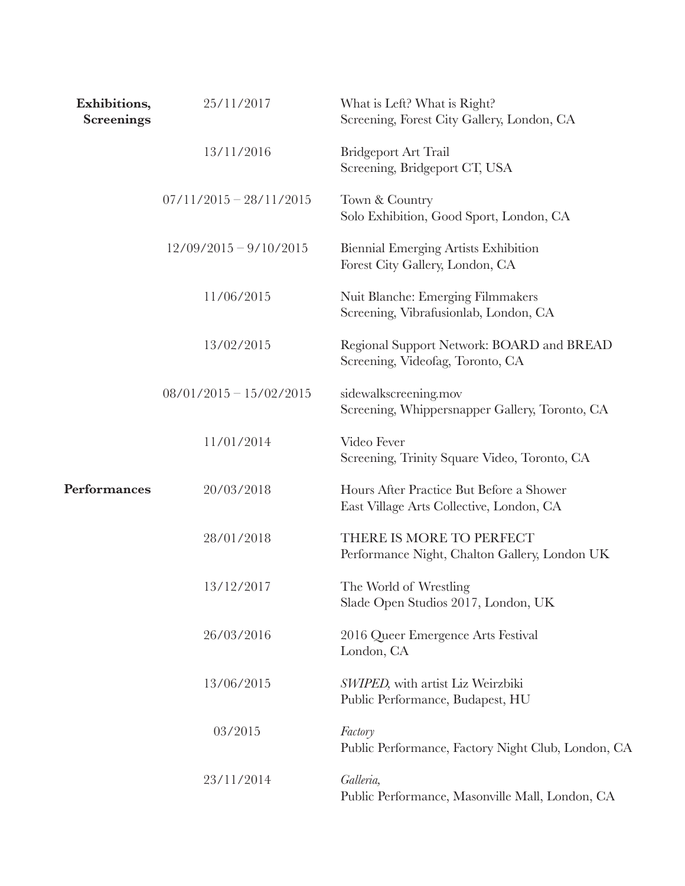## Exhibitions, Screenings

**25/11/2017**
What is Left? What is Right?
Screening, Forest City Gallery, London, CA

**13/11/2016**
Bridgeport Art Trail
Screening, Bridgeport CT, USA

**07/11/2015 – 28/11/2015**
Town & Country
Solo Exhibition, Good Sport, London, CA

**12/09/2015 – 9/10/2015**
Biennial Emerging Artists Exhibition
Forest City Gallery, London, CA

**11/06/2015**
Nuit Blanche: Emerging Filmmakers
Screening, Vibrafusionlab, London, CA

**13/02/2015**
Regional Support Network: BOARD and BREAD
Screening, Videofag, Toronto, CA

**08/01/2015 – 15/02/2015**
sidewalkscreening.mov
Screening, Whippersnapper Gallery, Toronto, CA

**11/01/2014**
Video Fever
Screening, Trinity Square Video, Toronto, CA

## Performances

**20/03/2018**
Hours After Practice But Before a Shower
East Village Arts Collective, London, CA

**28/01/2018**
THERE IS MORE TO PERFECT
Performance Night, Chalton Gallery, London UK

**13/12/2017**
The World of Wrestling
Slade Open Studios 2017, London, UK

**26/03/2016**
2016 Queer Emergence Arts Festival
London, CA

**13/06/2015**
*SWIPED,* with artist Liz Weirzbiki
Public Performance, Budapest, HU

**03/2015**
*Factory*
Public Performance, Factory Night Club, London, CA

**23/11/2014**
*Galleria,*
Public Performance, Masonville Mall, London, CA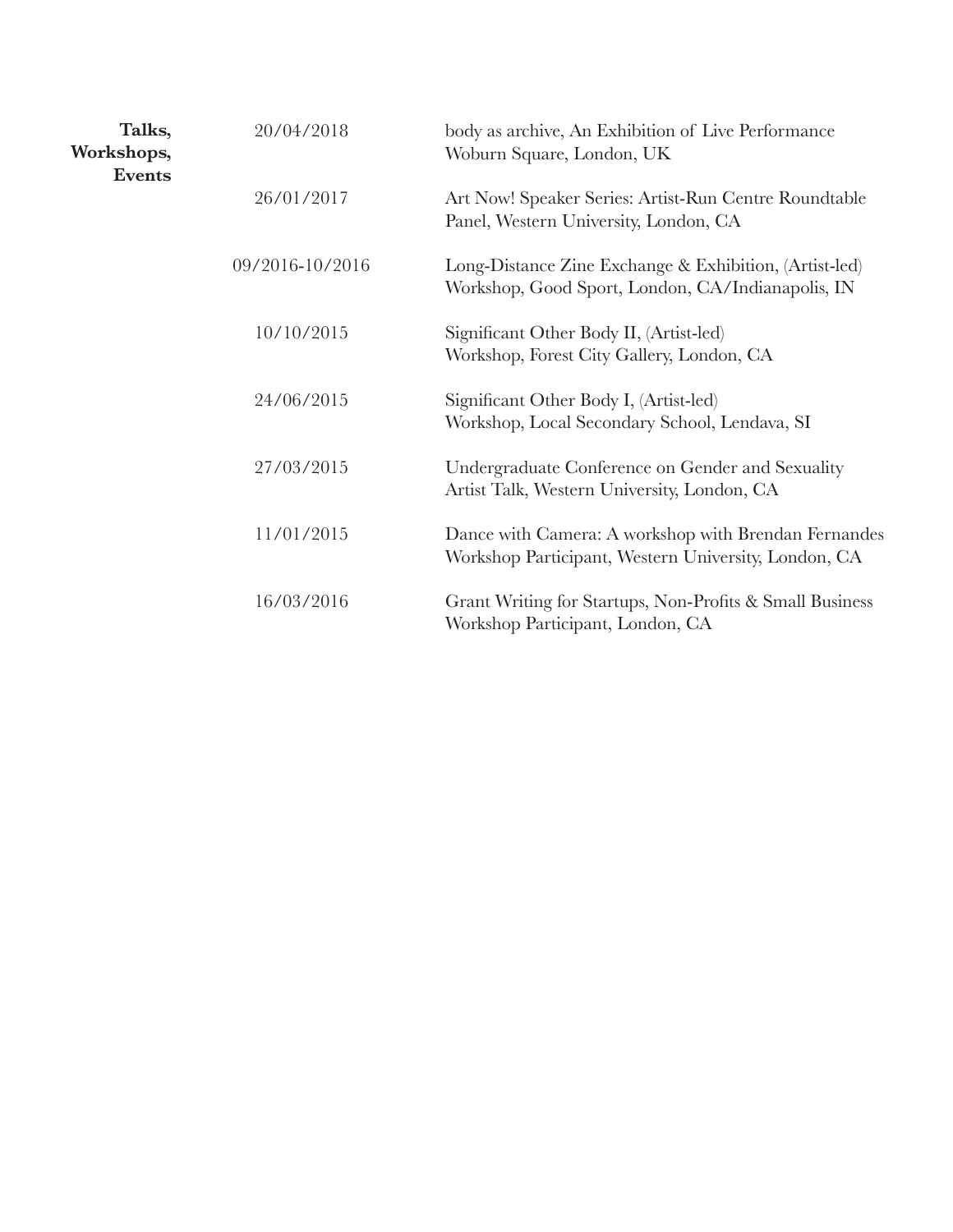**Talks, Workshops, Events**

| | | |
|---|---|---|
| | 20/04/2018 | body as archive, An Exhibition of Live Performance<br>Woburn Square, London, UK |
| | 26/01/2017 | Art Now! Speaker Series: Artist-Run Centre Roundtable<br>Panel, Western University, London, CA |
| | 09/2016-10/2016 | Long-Distance Zine Exchange & Exhibition, (Artist-led)<br>Workshop, Good Sport, London, CA/Indianapolis, IN |
| | 10/10/2015 | Significant Other Body II, (Artist-led)<br>Workshop, Forest City Gallery, London, CA |
| | 24/06/2015 | Significant Other Body I, (Artist-led)<br>Workshop, Local Secondary School, Lendava, SI |
| | 27/03/2015 | Undergraduate Conference on Gender and Sexuality<br>Artist Talk, Western University, London, CA |
| | 11/01/2015 | Dance with Camera: A workshop with Brendan Fernandes<br>Workshop Participant, Western University, London, CA |
| | 16/03/2016 | Grant Writing for Startups, Non-Profits & Small Business<br>Workshop Participant, London, CA |